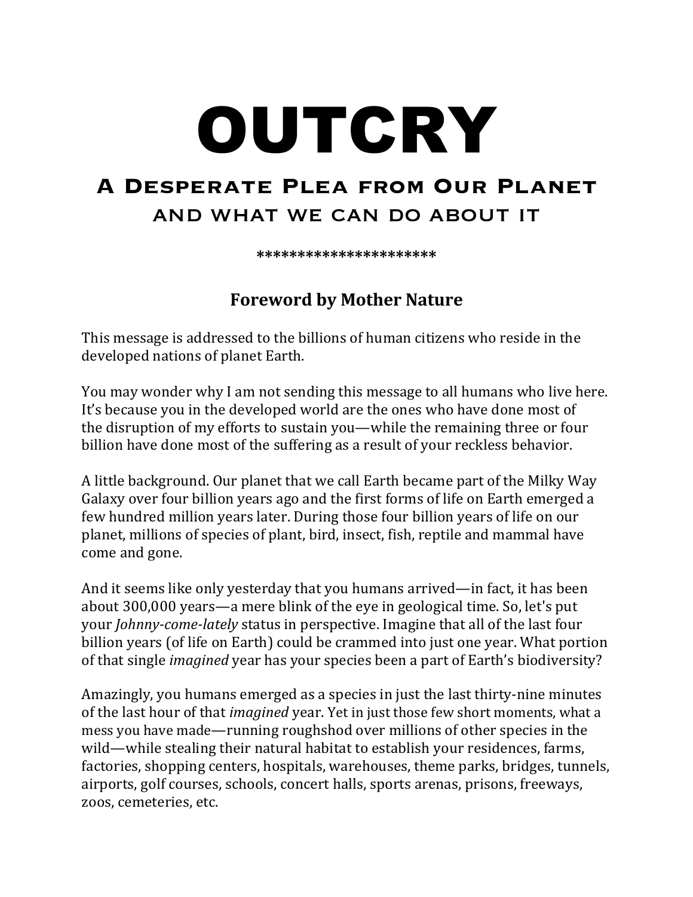# OUTCRY

## A Desperate Plea from Our Planet
### and what we can do about it

**********************

### Foreword by Mother Nature

This message is addressed to the billions of human citizens who reside in the developed nations of planet Earth.

You may wonder why I am not sending this message to all humans who live here. It's because you in the developed world are the ones who have done most of the disruption of my efforts to sustain you—while the remaining three or four billion have done most of the suffering as a result of your reckless behavior.

A little background. Our planet that we call Earth became part of the Milky Way Galaxy over four billion years ago and the first forms of life on Earth emerged a few hundred million years later. During those four billion years of life on our planet, millions of species of plant, bird, insect, fish, reptile and mammal have come and gone.

And it seems like only yesterday that you humans arrived—in fact, it has been about 300,000 years—a mere blink of the eye in geological time. So, let's put your *Johnny-come-lately* status in perspective. Imagine that all of the last four billion years (of life on Earth) could be crammed into just one year. What portion of that single *imagined* year has your species been a part of Earth's biodiversity?

Amazingly, you humans emerged as a species in just the last thirty-nine minutes of the last hour of that *imagined* year. Yet in just those few short moments, what a mess you have made—running roughshod over millions of other species in the wild—while stealing their natural habitat to establish your residences, farms, factories, shopping centers, hospitals, warehouses, theme parks, bridges, tunnels, airports, golf courses, schools, concert halls, sports arenas, prisons, freeways, zoos, cemeteries, etc.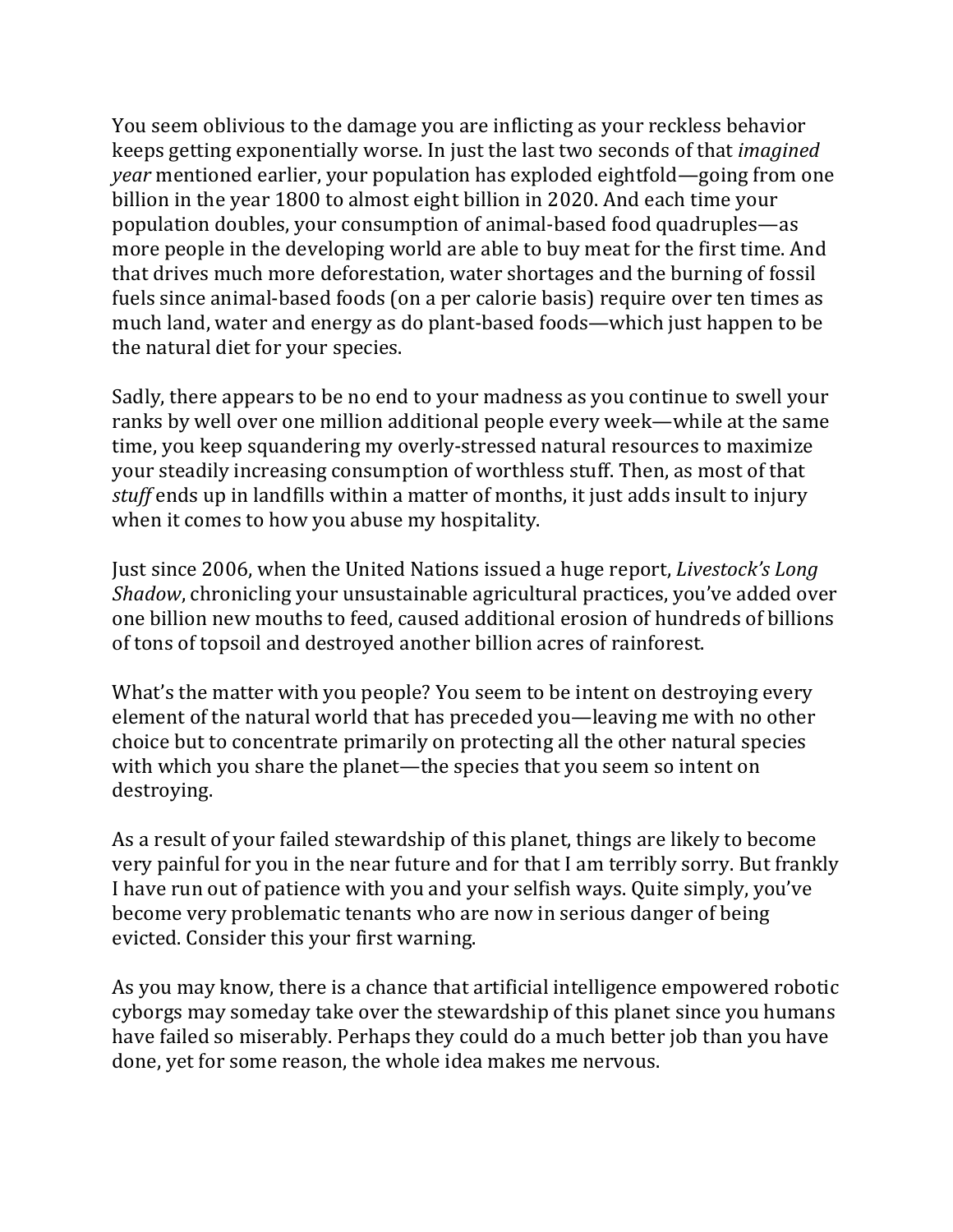You seem oblivious to the damage you are inflicting as your reckless behavior keeps getting exponentially worse. In just the last two seconds of that *imagined year* mentioned earlier, your population has exploded eightfold—going from one billion in the year 1800 to almost eight billion in 2020. And each time your population doubles, your consumption of animal-based food quadruples—as more people in the developing world are able to buy meat for the first time. And that drives much more deforestation, water shortages and the burning of fossil fuels since animal-based foods (on a per calorie basis) require over ten times as much land, water and energy as do plant-based foods—which just happen to be the natural diet for your species.

Sadly, there appears to be no end to your madness as you continue to swell your ranks by well over one million additional people every week—while at the same time, you keep squandering my overly-stressed natural resources to maximize your steadily increasing consumption of worthless stuff. Then, as most of that *stuff* ends up in landfills within a matter of months, it just adds insult to injury when it comes to how you abuse my hospitality.

Just since 2006, when the United Nations issued a huge report, *Livestock's Long Shadow*, chronicling your unsustainable agricultural practices, you've added over one billion new mouths to feed, caused additional erosion of hundreds of billions of tons of topsoil and destroyed another billion acres of rainforest.

What's the matter with you people? You seem to be intent on destroying every element of the natural world that has preceded you—leaving me with no other choice but to concentrate primarily on protecting all the other natural species with which you share the planet—the species that you seem so intent on destroying.

As a result of your failed stewardship of this planet, things are likely to become very painful for you in the near future and for that I am terribly sorry. But frankly I have run out of patience with you and your selfish ways. Quite simply, you've become very problematic tenants who are now in serious danger of being evicted. Consider this your first warning.

As you may know, there is a chance that artificial intelligence empowered robotic cyborgs may someday take over the stewardship of this planet since you humans have failed so miserably. Perhaps they could do a much better job than you have done, yet for some reason, the whole idea makes me nervous.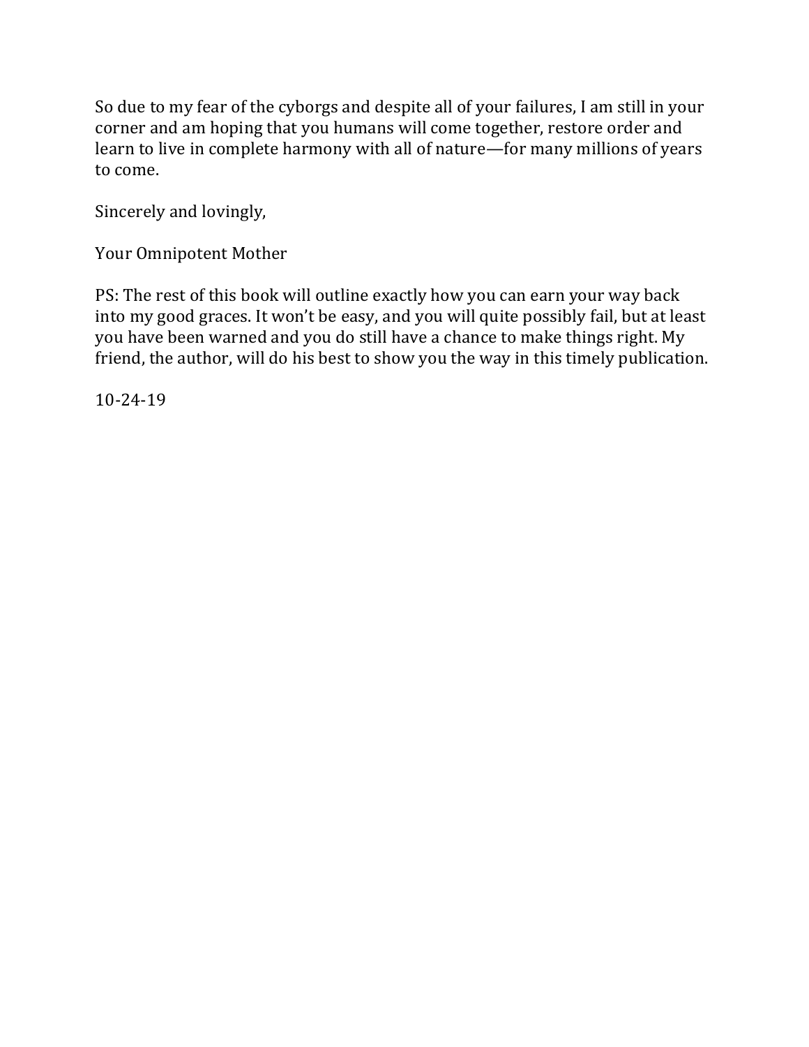So due to my fear of the cyborgs and despite all of your failures, I am still in your corner and am hoping that you humans will come together, restore order and learn to live in complete harmony with all of nature—for many millions of years to come.

Sincerely and lovingly,

Your Omnipotent Mother

PS: The rest of this book will outline exactly how you can earn your way back into my good graces. It won't be easy, and you will quite possibly fail, but at least you have been warned and you do still have a chance to make things right. My friend, the author, will do his best to show you the way in this timely publication.

10-24-19